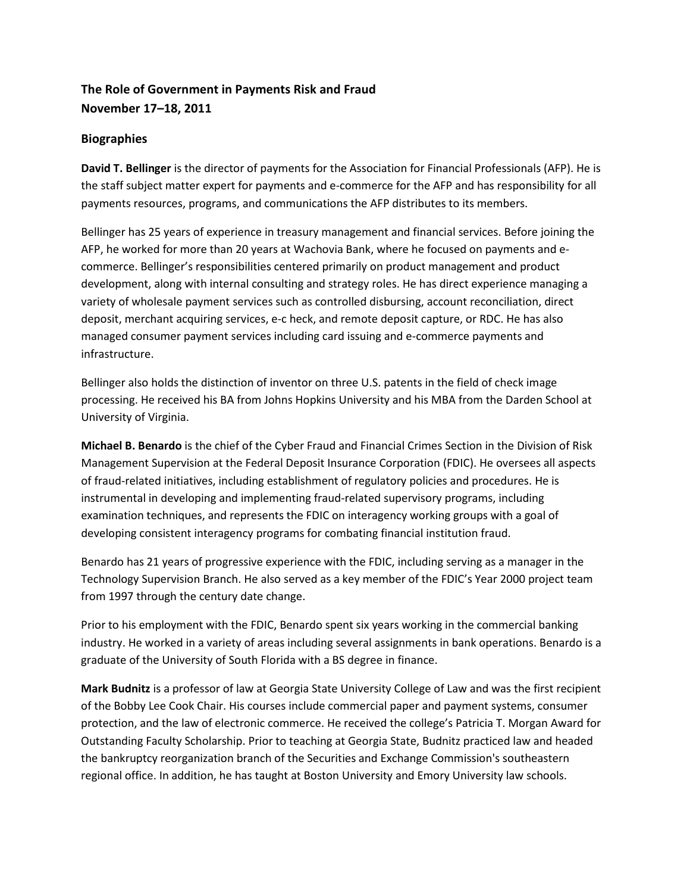**The Role of Government in Payments Risk and Fraud**
**November 17–18, 2011**

## Biographies

**David T. Bellinger** is the director of payments for the Association for Financial Professionals (AFP). He is the staff subject matter expert for payments and e-commerce for the AFP and has responsibility for all payments resources, programs, and communications the AFP distributes to its members.

Bellinger has 25 years of experience in treasury management and financial services. Before joining the AFP, he worked for more than 20 years at Wachovia Bank, where he focused on payments and e-commerce. Bellinger's responsibilities centered primarily on product management and product development, along with internal consulting and strategy roles. He has direct experience managing a variety of wholesale payment services such as controlled disbursing, account reconciliation, direct deposit, merchant acquiring services, e-c heck, and remote deposit capture, or RDC. He has also managed consumer payment services including card issuing and e-commerce payments and infrastructure.

Bellinger also holds the distinction of inventor on three U.S. patents in the field of check image processing. He received his BA from Johns Hopkins University and his MBA from the Darden School at University of Virginia.

**Michael B. Benardo** is the chief of the Cyber Fraud and Financial Crimes Section in the Division of Risk Management Supervision at the Federal Deposit Insurance Corporation (FDIC). He oversees all aspects of fraud-related initiatives, including establishment of regulatory policies and procedures. He is instrumental in developing and implementing fraud-related supervisory programs, including examination techniques, and represents the FDIC on interagency working groups with a goal of developing consistent interagency programs for combating financial institution fraud.

Benardo has 21 years of progressive experience with the FDIC, including serving as a manager in the Technology Supervision Branch. He also served as a key member of the FDIC's Year 2000 project team from 1997 through the century date change.

Prior to his employment with the FDIC, Benardo spent six years working in the commercial banking industry. He worked in a variety of areas including several assignments in bank operations. Benardo is a graduate of the University of South Florida with a BS degree in finance.

**Mark Budnitz** is a professor of law at Georgia State University College of Law and was the first recipient of the Bobby Lee Cook Chair. His courses include commercial paper and payment systems, consumer protection, and the law of electronic commerce. He received the college's Patricia T. Morgan Award for Outstanding Faculty Scholarship. Prior to teaching at Georgia State, Budnitz practiced law and headed the bankruptcy reorganization branch of the Securities and Exchange Commission's southeastern regional office. In addition, he has taught at Boston University and Emory University law schools.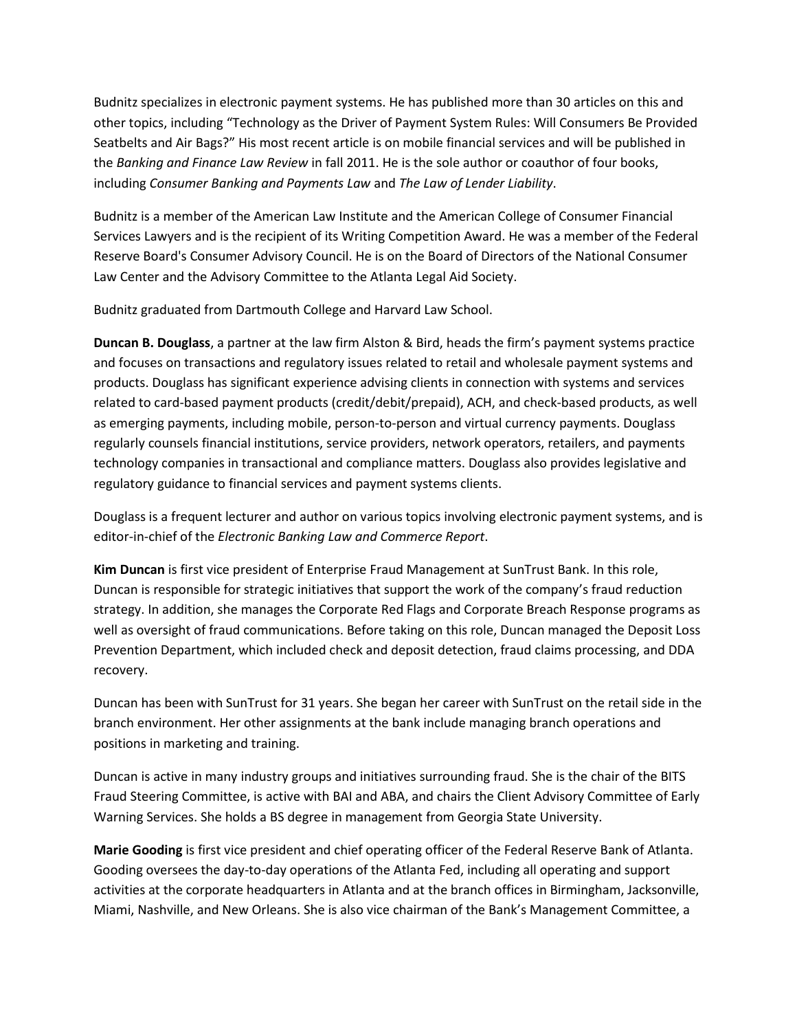Budnitz specializes in electronic payment systems. He has published more than 30 articles on this and other topics, including "Technology as the Driver of Payment System Rules: Will Consumers Be Provided Seatbelts and Air Bags?" His most recent article is on mobile financial services and will be published in the *Banking and Finance Law Review* in fall 2011. He is the sole author or coauthor of four books, including *Consumer Banking and Payments Law* and *The Law of Lender Liability*.

Budnitz is a member of the American Law Institute and the American College of Consumer Financial Services Lawyers and is the recipient of its Writing Competition Award. He was a member of the Federal Reserve Board's Consumer Advisory Council. He is on the Board of Directors of the National Consumer Law Center and the Advisory Committee to the Atlanta Legal Aid Society.

Budnitz graduated from Dartmouth College and Harvard Law School.

**Duncan B. Douglass**, a partner at the law firm Alston & Bird, heads the firm's payment systems practice and focuses on transactions and regulatory issues related to retail and wholesale payment systems and products. Douglass has significant experience advising clients in connection with systems and services related to card-based payment products (credit/debit/prepaid), ACH, and check-based products, as well as emerging payments, including mobile, person-to-person and virtual currency payments. Douglass regularly counsels financial institutions, service providers, network operators, retailers, and payments technology companies in transactional and compliance matters. Douglass also provides legislative and regulatory guidance to financial services and payment systems clients.

Douglass is a frequent lecturer and author on various topics involving electronic payment systems, and is editor-in-chief of the *Electronic Banking Law and Commerce Report*.

**Kim Duncan** is first vice president of Enterprise Fraud Management at SunTrust Bank. In this role, Duncan is responsible for strategic initiatives that support the work of the company's fraud reduction strategy. In addition, she manages the Corporate Red Flags and Corporate Breach Response programs as well as oversight of fraud communications. Before taking on this role, Duncan managed the Deposit Loss Prevention Department, which included check and deposit detection, fraud claims processing, and DDA recovery.

Duncan has been with SunTrust for 31 years. She began her career with SunTrust on the retail side in the branch environment. Her other assignments at the bank include managing branch operations and positions in marketing and training.

Duncan is active in many industry groups and initiatives surrounding fraud. She is the chair of the BITS Fraud Steering Committee, is active with BAI and ABA, and chairs the Client Advisory Committee of Early Warning Services. She holds a BS degree in management from Georgia State University.

**Marie Gooding** is first vice president and chief operating officer of the Federal Reserve Bank of Atlanta. Gooding oversees the day-to-day operations of the Atlanta Fed, including all operating and support activities at the corporate headquarters in Atlanta and at the branch offices in Birmingham, Jacksonville, Miami, Nashville, and New Orleans. She is also vice chairman of the Bank's Management Committee, a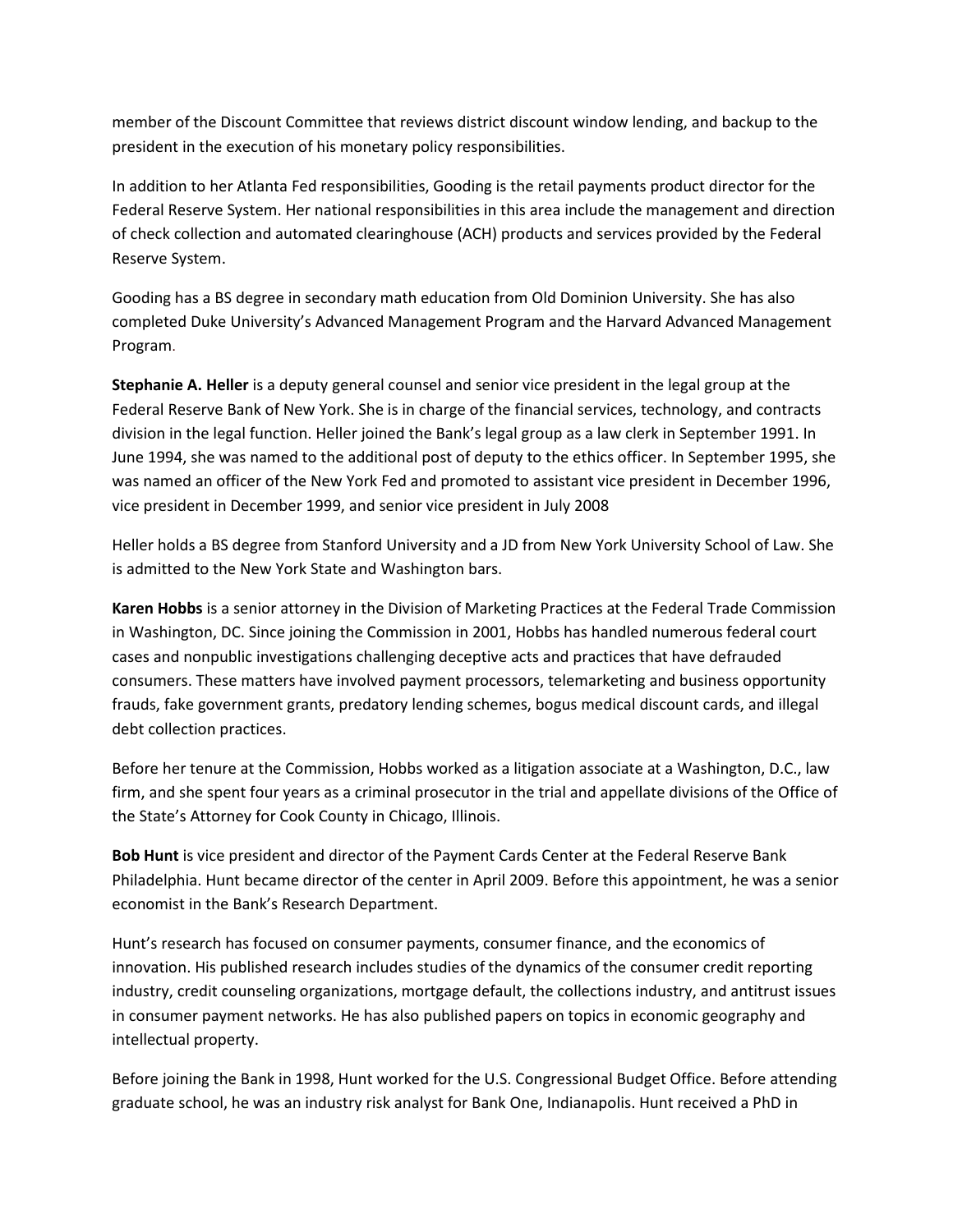member of the Discount Committee that reviews district discount window lending, and backup to the president in the execution of his monetary policy responsibilities.

In addition to her Atlanta Fed responsibilities, Gooding is the retail payments product director for the Federal Reserve System. Her national responsibilities in this area include the management and direction of check collection and automated clearinghouse (ACH) products and services provided by the Federal Reserve System.

Gooding has a BS degree in secondary math education from Old Dominion University. She has also completed Duke University's Advanced Management Program and the Harvard Advanced Management Program.

**Stephanie A. Heller** is a deputy general counsel and senior vice president in the legal group at the Federal Reserve Bank of New York. She is in charge of the financial services, technology, and contracts division in the legal function. Heller joined the Bank's legal group as a law clerk in September 1991. In June 1994, she was named to the additional post of deputy to the ethics officer. In September 1995, she was named an officer of the New York Fed and promoted to assistant vice president in December 1996, vice president in December 1999, and senior vice president in July 2008

Heller holds a BS degree from Stanford University and a JD from New York University School of Law. She is admitted to the New York State and Washington bars.

**Karen Hobbs** is a senior attorney in the Division of Marketing Practices at the Federal Trade Commission in Washington, DC. Since joining the Commission in 2001, Hobbs has handled numerous federal court cases and nonpublic investigations challenging deceptive acts and practices that have defrauded consumers. These matters have involved payment processors, telemarketing and business opportunity frauds, fake government grants, predatory lending schemes, bogus medical discount cards, and illegal debt collection practices.

Before her tenure at the Commission, Hobbs worked as a litigation associate at a Washington, D.C., law firm, and she spent four years as a criminal prosecutor in the trial and appellate divisions of the Office of the State's Attorney for Cook County in Chicago, Illinois.

**Bob Hunt** is vice president and director of the Payment Cards Center at the Federal Reserve Bank Philadelphia. Hunt became director of the center in April 2009. Before this appointment, he was a senior economist in the Bank's Research Department.

Hunt's research has focused on consumer payments, consumer finance, and the economics of innovation. His published research includes studies of the dynamics of the consumer credit reporting industry, credit counseling organizations, mortgage default, the collections industry, and antitrust issues in consumer payment networks. He has also published papers on topics in economic geography and intellectual property.

Before joining the Bank in 1998, Hunt worked for the U.S. Congressional Budget Office. Before attending graduate school, he was an industry risk analyst for Bank One, Indianapolis. Hunt received a PhD in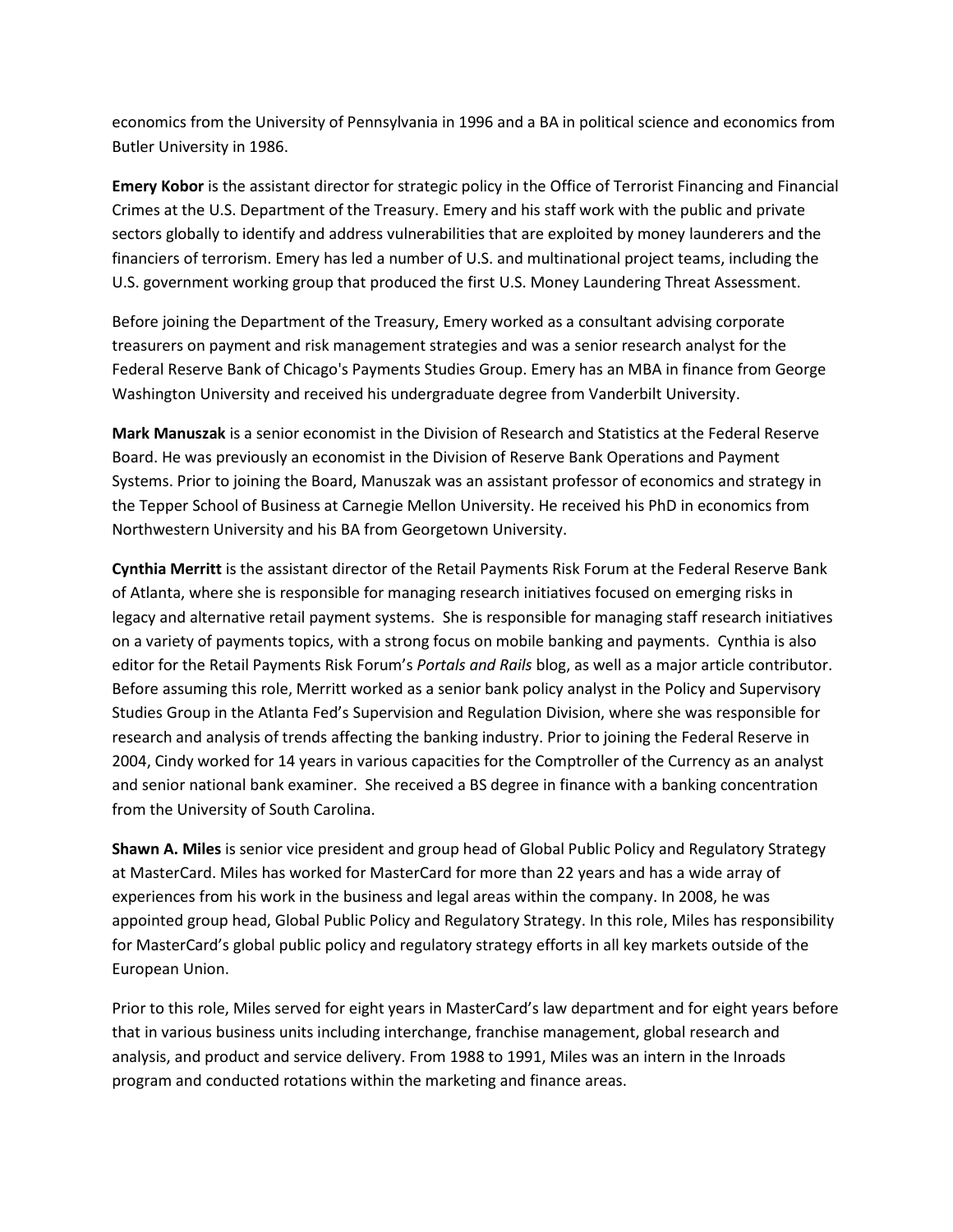economics from the University of Pennsylvania in 1996 and a BA in political science and economics from Butler University in 1986.

**Emery Kobor** is the assistant director for strategic policy in the Office of Terrorist Financing and Financial Crimes at the U.S. Department of the Treasury. Emery and his staff work with the public and private sectors globally to identify and address vulnerabilities that are exploited by money launderers and the financiers of terrorism. Emery has led a number of U.S. and multinational project teams, including the U.S. government working group that produced the first U.S. Money Laundering Threat Assessment.

Before joining the Department of the Treasury, Emery worked as a consultant advising corporate treasurers on payment and risk management strategies and was a senior research analyst for the Federal Reserve Bank of Chicago's Payments Studies Group. Emery has an MBA in finance from George Washington University and received his undergraduate degree from Vanderbilt University.

**Mark Manuszak** is a senior economist in the Division of Research and Statistics at the Federal Reserve Board. He was previously an economist in the Division of Reserve Bank Operations and Payment Systems. Prior to joining the Board, Manuszak was an assistant professor of economics and strategy in the Tepper School of Business at Carnegie Mellon University. He received his PhD in economics from Northwestern University and his BA from Georgetown University.

**Cynthia Merritt** is the assistant director of the Retail Payments Risk Forum at the Federal Reserve Bank of Atlanta, where she is responsible for managing research initiatives focused on emerging risks in legacy and alternative retail payment systems. She is responsible for managing staff research initiatives on a variety of payments topics, with a strong focus on mobile banking and payments. Cynthia is also editor for the Retail Payments Risk Forum's *Portals and Rails* blog, as well as a major article contributor. Before assuming this role, Merritt worked as a senior bank policy analyst in the Policy and Supervisory Studies Group in the Atlanta Fed's Supervision and Regulation Division, where she was responsible for research and analysis of trends affecting the banking industry. Prior to joining the Federal Reserve in 2004, Cindy worked for 14 years in various capacities for the Comptroller of the Currency as an analyst and senior national bank examiner. She received a BS degree in finance with a banking concentration from the University of South Carolina.

**Shawn A. Miles** is senior vice president and group head of Global Public Policy and Regulatory Strategy at MasterCard. Miles has worked for MasterCard for more than 22 years and has a wide array of experiences from his work in the business and legal areas within the company. In 2008, he was appointed group head, Global Public Policy and Regulatory Strategy. In this role, Miles has responsibility for MasterCard's global public policy and regulatory strategy efforts in all key markets outside of the European Union.

Prior to this role, Miles served for eight years in MasterCard's law department and for eight years before that in various business units including interchange, franchise management, global research and analysis, and product and service delivery. From 1988 to 1991, Miles was an intern in the Inroads program and conducted rotations within the marketing and finance areas.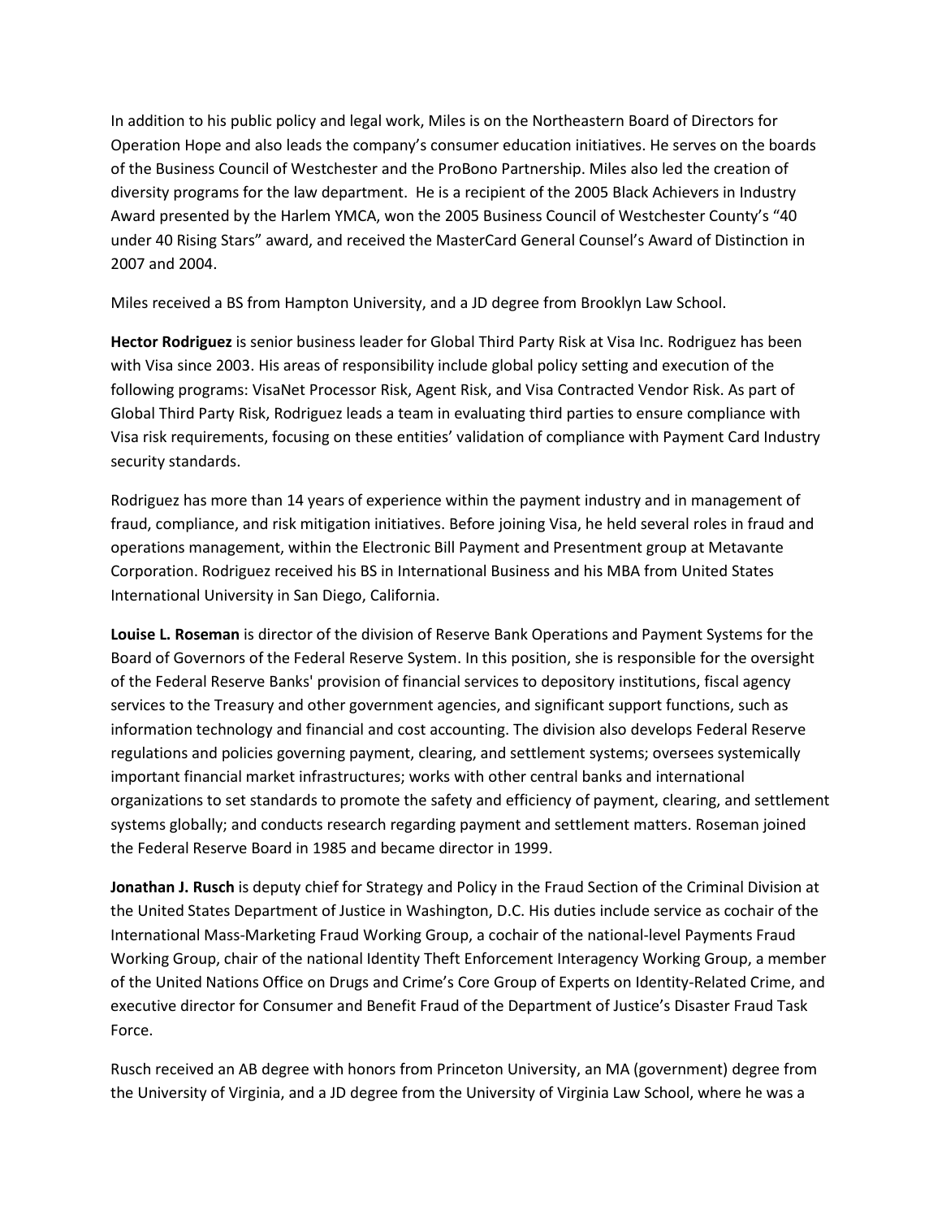In addition to his public policy and legal work, Miles is on the Northeastern Board of Directors for Operation Hope and also leads the company's consumer education initiatives. He serves on the boards of the Business Council of Westchester and the ProBono Partnership. Miles also led the creation of diversity programs for the law department. He is a recipient of the 2005 Black Achievers in Industry Award presented by the Harlem YMCA, won the 2005 Business Council of Westchester County's "40 under 40 Rising Stars" award, and received the MasterCard General Counsel's Award of Distinction in 2007 and 2004.

Miles received a BS from Hampton University, and a JD degree from Brooklyn Law School.

**Hector Rodriguez** is senior business leader for Global Third Party Risk at Visa Inc. Rodriguez has been with Visa since 2003. His areas of responsibility include global policy setting and execution of the following programs: VisaNet Processor Risk, Agent Risk, and Visa Contracted Vendor Risk. As part of Global Third Party Risk, Rodriguez leads a team in evaluating third parties to ensure compliance with Visa risk requirements, focusing on these entities' validation of compliance with Payment Card Industry security standards.

Rodriguez has more than 14 years of experience within the payment industry and in management of fraud, compliance, and risk mitigation initiatives. Before joining Visa, he held several roles in fraud and operations management, within the Electronic Bill Payment and Presentment group at Metavante Corporation. Rodriguez received his BS in International Business and his MBA from United States International University in San Diego, California.

**Louise L. Roseman** is director of the division of Reserve Bank Operations and Payment Systems for the Board of Governors of the Federal Reserve System. In this position, she is responsible for the oversight of the Federal Reserve Banks' provision of financial services to depository institutions, fiscal agency services to the Treasury and other government agencies, and significant support functions, such as information technology and financial and cost accounting. The division also develops Federal Reserve regulations and policies governing payment, clearing, and settlement systems; oversees systemically important financial market infrastructures; works with other central banks and international organizations to set standards to promote the safety and efficiency of payment, clearing, and settlement systems globally; and conducts research regarding payment and settlement matters. Roseman joined the Federal Reserve Board in 1985 and became director in 1999.

**Jonathan J. Rusch** is deputy chief for Strategy and Policy in the Fraud Section of the Criminal Division at the United States Department of Justice in Washington, D.C. His duties include service as cochair of the International Mass-Marketing Fraud Working Group, a cochair of the national-level Payments Fraud Working Group, chair of the national Identity Theft Enforcement Interagency Working Group, a member of the United Nations Office on Drugs and Crime's Core Group of Experts on Identity-Related Crime, and executive director for Consumer and Benefit Fraud of the Department of Justice's Disaster Fraud Task Force.

Rusch received an AB degree with honors from Princeton University, an MA (government) degree from the University of Virginia, and a JD degree from the University of Virginia Law School, where he was a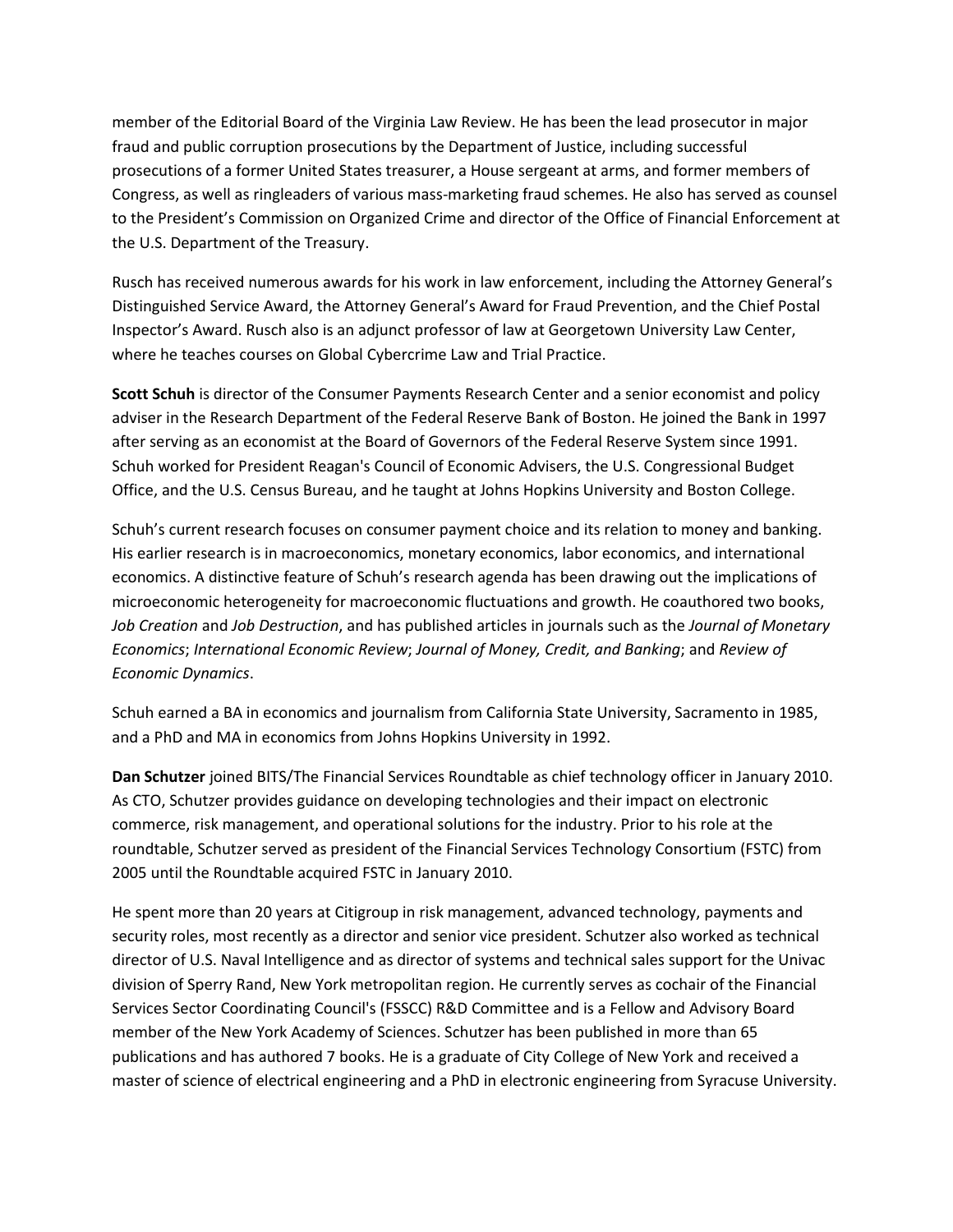member of the Editorial Board of the Virginia Law Review. He has been the lead prosecutor in major fraud and public corruption prosecutions by the Department of Justice, including successful prosecutions of a former United States treasurer, a House sergeant at arms, and former members of Congress, as well as ringleaders of various mass-marketing fraud schemes. He also has served as counsel to the President's Commission on Organized Crime and director of the Office of Financial Enforcement at the U.S. Department of the Treasury.

Rusch has received numerous awards for his work in law enforcement, including the Attorney General's Distinguished Service Award, the Attorney General's Award for Fraud Prevention, and the Chief Postal Inspector's Award. Rusch also is an adjunct professor of law at Georgetown University Law Center, where he teaches courses on Global Cybercrime Law and Trial Practice.

**Scott Schuh** is director of the Consumer Payments Research Center and a senior economist and policy adviser in the Research Department of the Federal Reserve Bank of Boston. He joined the Bank in 1997 after serving as an economist at the Board of Governors of the Federal Reserve System since 1991. Schuh worked for President Reagan's Council of Economic Advisers, the U.S. Congressional Budget Office, and the U.S. Census Bureau, and he taught at Johns Hopkins University and Boston College.

Schuh's current research focuses on consumer payment choice and its relation to money and banking. His earlier research is in macroeconomics, monetary economics, labor economics, and international economics. A distinctive feature of Schuh's research agenda has been drawing out the implications of microeconomic heterogeneity for macroeconomic fluctuations and growth. He coauthored two books, *Job Creation* and *Job Destruction*, and has published articles in journals such as the *Journal of Monetary Economics*; *International Economic Review*; *Journal of Money, Credit, and Banking*; and *Review of Economic Dynamics*.

Schuh earned a BA in economics and journalism from California State University, Sacramento in 1985, and a PhD and MA in economics from Johns Hopkins University in 1992.

**Dan Schutzer** joined BITS/The Financial Services Roundtable as chief technology officer in January 2010. As CTO, Schutzer provides guidance on developing technologies and their impact on electronic commerce, risk management, and operational solutions for the industry. Prior to his role at the roundtable, Schutzer served as president of the Financial Services Technology Consortium (FSTC) from 2005 until the Roundtable acquired FSTC in January 2010.

He spent more than 20 years at Citigroup in risk management, advanced technology, payments and security roles, most recently as a director and senior vice president. Schutzer also worked as technical director of U.S. Naval Intelligence and as director of systems and technical sales support for the Univac division of Sperry Rand, New York metropolitan region. He currently serves as cochair of the Financial Services Sector Coordinating Council's (FSSCC) R&D Committee and is a Fellow and Advisory Board member of the New York Academy of Sciences. Schutzer has been published in more than 65 publications and has authored 7 books. He is a graduate of City College of New York and received a master of science of electrical engineering and a PhD in electronic engineering from Syracuse University.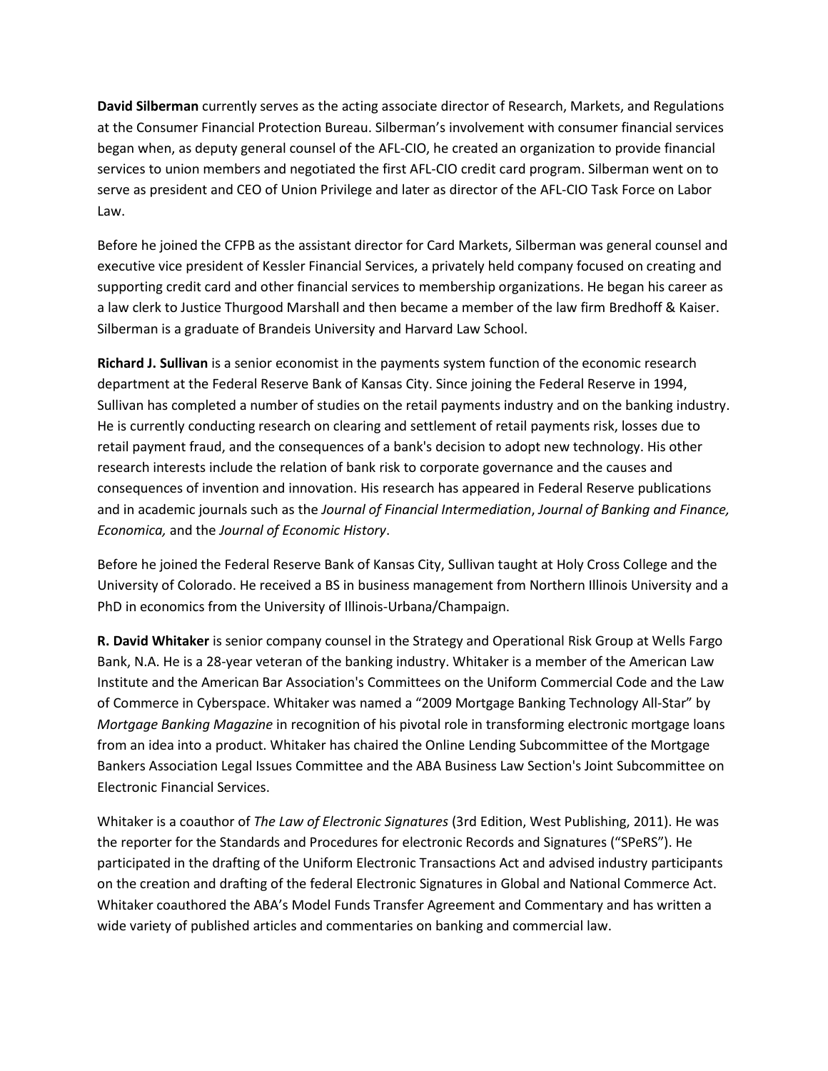**David Silberman** currently serves as the acting associate director of Research, Markets, and Regulations at the Consumer Financial Protection Bureau. Silberman's involvement with consumer financial services began when, as deputy general counsel of the AFL-CIO, he created an organization to provide financial services to union members and negotiated the first AFL-CIO credit card program. Silberman went on to serve as president and CEO of Union Privilege and later as director of the AFL-CIO Task Force on Labor Law.

Before he joined the CFPB as the assistant director for Card Markets, Silberman was general counsel and executive vice president of Kessler Financial Services, a privately held company focused on creating and supporting credit card and other financial services to membership organizations. He began his career as a law clerk to Justice Thurgood Marshall and then became a member of the law firm Bredhoff & Kaiser. Silberman is a graduate of Brandeis University and Harvard Law School.

**Richard J. Sullivan** is a senior economist in the payments system function of the economic research department at the Federal Reserve Bank of Kansas City. Since joining the Federal Reserve in 1994, Sullivan has completed a number of studies on the retail payments industry and on the banking industry. He is currently conducting research on clearing and settlement of retail payments risk, losses due to retail payment fraud, and the consequences of a bank's decision to adopt new technology. His other research interests include the relation of bank risk to corporate governance and the causes and consequences of invention and innovation. His research has appeared in Federal Reserve publications and in academic journals such as the *Journal of Financial Intermediation*, *Journal of Banking and Finance, Economica,* and the *Journal of Economic History*.

Before he joined the Federal Reserve Bank of Kansas City, Sullivan taught at Holy Cross College and the University of Colorado. He received a BS in business management from Northern Illinois University and a PhD in economics from the University of Illinois-Urbana/Champaign.

**R. David Whitaker** is senior company counsel in the Strategy and Operational Risk Group at Wells Fargo Bank, N.A. He is a 28-year veteran of the banking industry. Whitaker is a member of the American Law Institute and the American Bar Association's Committees on the Uniform Commercial Code and the Law of Commerce in Cyberspace. Whitaker was named a "2009 Mortgage Banking Technology All-Star" by *Mortgage Banking Magazine* in recognition of his pivotal role in transforming electronic mortgage loans from an idea into a product. Whitaker has chaired the Online Lending Subcommittee of the Mortgage Bankers Association Legal Issues Committee and the ABA Business Law Section's Joint Subcommittee on Electronic Financial Services.

Whitaker is a coauthor of *The Law of Electronic Signatures* (3rd Edition, West Publishing, 2011). He was the reporter for the Standards and Procedures for electronic Records and Signatures ("SPeRS"). He participated in the drafting of the Uniform Electronic Transactions Act and advised industry participants on the creation and drafting of the federal Electronic Signatures in Global and National Commerce Act. Whitaker coauthored the ABA's Model Funds Transfer Agreement and Commentary and has written a wide variety of published articles and commentaries on banking and commercial law.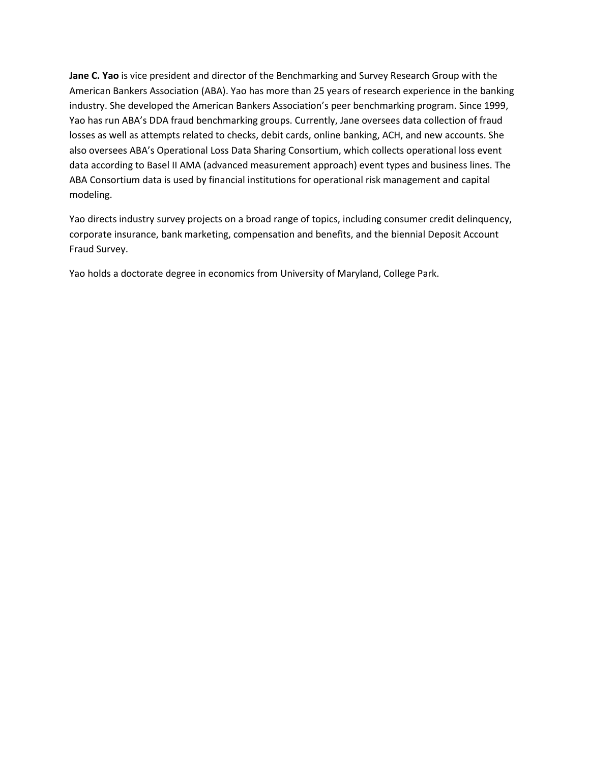**Jane C. Yao** is vice president and director of the Benchmarking and Survey Research Group with the American Bankers Association (ABA). Yao has more than 25 years of research experience in the banking industry. She developed the American Bankers Association's peer benchmarking program. Since 1999, Yao has run ABA's DDA fraud benchmarking groups. Currently, Jane oversees data collection of fraud losses as well as attempts related to checks, debit cards, online banking, ACH, and new accounts. She also oversees ABA's Operational Loss Data Sharing Consortium, which collects operational loss event data according to Basel II AMA (advanced measurement approach) event types and business lines. The ABA Consortium data is used by financial institutions for operational risk management and capital modeling.

Yao directs industry survey projects on a broad range of topics, including consumer credit delinquency, corporate insurance, bank marketing, compensation and benefits, and the biennial Deposit Account Fraud Survey.

Yao holds a doctorate degree in economics from University of Maryland, College Park.